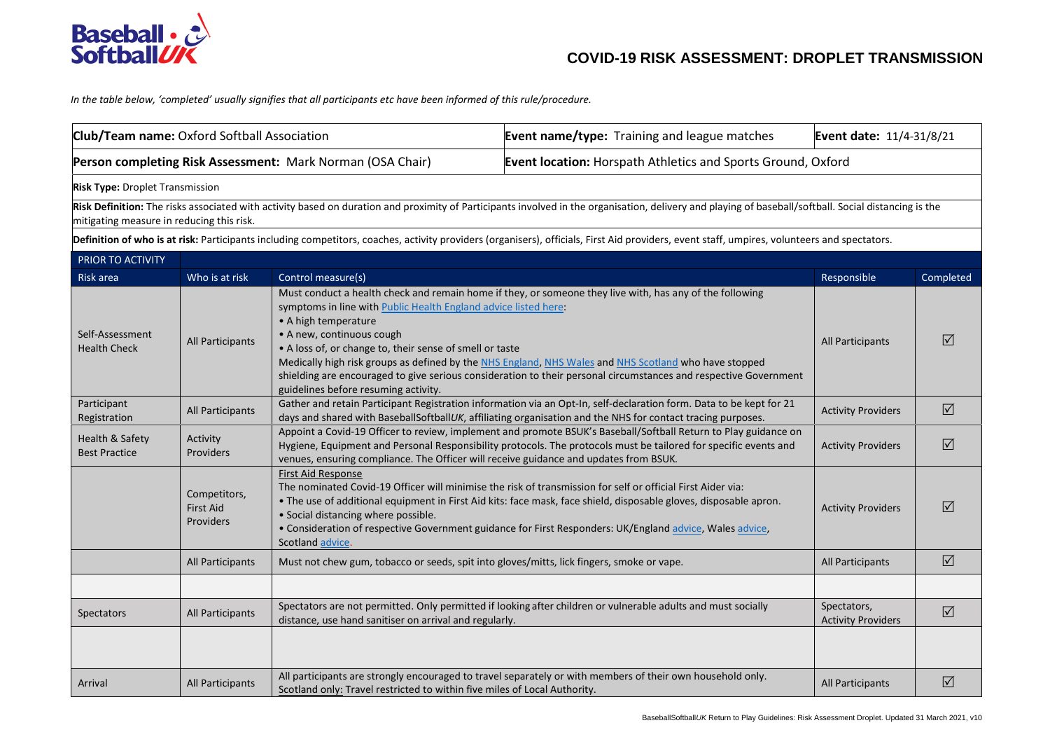# COVID-19 RISK ASSESSMENT: DROPLET TRANSMISSION

*In the table below, 'completed' usually signifies that all participants etc have been informed of this rule/procedure.*

| | | |
|---|---|---|
| **Club/Team name:** Oxford Softball Association | **Event name/type:** Training and league matches | **Event date:** 11/4-31/8/21 |
| **Person completing Risk Assessment:** Mark Norman (OSA Chair) | **Event location:** Horspath Athletics and Sports Ground, Oxford | |

**Risk Type:** Droplet Transmission

**Risk Definition:** The risks associated with activity based on duration and proximity of Participants involved in the organisation, delivery and playing of baseball/softball. Social distancing is the mitigating measure in reducing this risk.

**Definition of who is at risk:** Participants including competitors, coaches, activity providers (organisers), officials, First Aid providers, event staff, umpires, volunteers and spectators.

**PRIOR TO ACTIVITY**

| Risk area | Who is at risk | Control measure(s) | Responsible | Completed |
|---|---|---|---|---|
| Self-Assessment Health Check | All Participants | Must conduct a health check and remain home if they, or someone they live with, has any of the following symptoms in line with Public Health England advice listed here:<br>• A high temperature<br>• A new, continuous cough<br>• A loss of, or change to, their sense of smell or taste<br>Medically high risk groups as defined by the NHS England, NHS Wales and NHS Scotland who have stopped shielding are encouraged to give serious consideration to their personal circumstances and respective Government guidelines before resuming activity. | All Participants | ☑ |
| Participant Registration | All Participants | Gather and retain Participant Registration information via an Opt-In, self-declaration form. Data to be kept for 21 days and shared with BaseballSoftball*UK*, affiliating organisation and the NHS for contact tracing purposes. | Activity Providers | ☑ |
| Health & Safety Best Practice | Activity Providers | Appoint a Covid-19 Officer to review, implement and promote BSUK's Baseball/Softball Return to Play guidance on Hygiene, Equipment and Personal Responsibility protocols. The protocols must be tailored for specific events and venues, ensuring compliance. The Officer will receive guidance and updates from BSUK. | Activity Providers | ☑ |
| | Competitors, First Aid Providers | First Aid Response<br>The nominated Covid-19 Officer will minimise the risk of transmission for self or official First Aider via:<br>• The use of additional equipment in First Aid kits: face mask, face shield, disposable gloves, disposable apron.<br>• Social distancing where possible.<br>• Consideration of respective Government guidance for First Responders: UK/England advice, Wales advice, Scotland advice. | Activity Providers | ☑ |
| | All Participants | Must not chew gum, tobacco or seeds, spit into gloves/mitts, lick fingers, smoke or vape. | All Participants | ☑ |
| | | | | |
| Spectators | All Participants | Spectators are not permitted. Only permitted if looking after children or vulnerable adults and must socially distance, use hand sanitiser on arrival and regularly. | Spectators, Activity Providers | ☑ |
| | | | | |
| Arrival | All Participants | All participants are strongly encouraged to travel separately or with members of their own household only.<br>Scotland only: Travel restricted to within five miles of Local Authority. | All Participants | ☑ |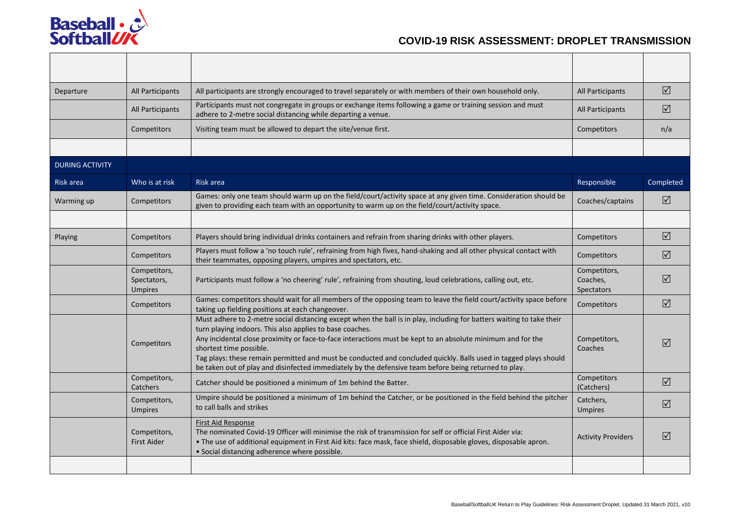# COVID-19 RISK ASSESSMENT: DROPLET TRANSMISSION

| | | | | |
|---|---|---|---|---|
| Departure | All Participants | All participants are strongly encouraged to travel separately or with members of their own household only. | All Participants | ☑ |
| | All Participants | Participants must not congregate in groups or exchange items following a game or training session and must adhere to 2-metre social distancing while departing a venue. | All Participants | ☑ |
| | Competitors | Visiting team must be allowed to depart the site/venue first. | Competitors | n/a |
| | | | | |
| **DURING ACTIVITY** | | | | |
| **Risk area** | **Who is at risk** | **Risk area** | **Responsible** | **Completed** |
| Warming up | Competitors | Games: only one team should warm up on the field/court/activity space at any given time. Consideration should be given to providing each team with an opportunity to warm up on the field/court/activity space. | Coaches/captains | ☑ |
| | | | | |
| Playing | Competitors | Players should bring individual drinks containers and refrain from sharing drinks with other players. | Competitors | ☑ |
| | Competitors | Players must follow a 'no touch rule', refraining from high fives, hand-shaking and all other physical contact with their teammates, opposing players, umpires and spectators, etc. | Competitors | ☑ |
| | Competitors, Spectators, Umpires | Participants must follow a 'no cheering' rule', refraining from shouting, loud celebrations, calling out, etc. | Competitors, Coaches, Spectators | ☑ |
| | Competitors | Games: competitors should wait for all members of the opposing team to leave the field court/activity space before taking up fielding positions at each changeover. | Competitors | ☑ |
| | Competitors | Must adhere to 2-metre social distancing except when the ball is in play, including for batters waiting to take their turn playing indoors. This also applies to base coaches.<br>Any incidental close proximity or face-to-face interactions must be kept to an absolute minimum and for the shortest time possible.<br>Tag plays: these remain permitted and must be conducted and concluded quickly. Balls used in tagged plays should be taken out of play and disinfected immediately by the defensive team before being returned to play. | Competitors, Coaches | ☑ |
| | Competitors, Catchers | Catcher should be positioned a minimum of 1m behind the Batter. | Competitors (Catchers) | ☑ |
| | Competitors, Umpires | Umpire should be positioned a minimum of 1m behind the Catcher, or be positioned in the field behind the pitcher to call balls and strikes | Catchers, Umpires | ☑ |
| | Competitors, First Aider | <u>First Aid Response</u><br>The nominated Covid-19 Officer will minimise the risk of transmission for self or official First Aider via:<br>• The use of additional equipment in First Aid kits: face mask, face shield, disposable gloves, disposable apron.<br>• Social distancing adherence where possible. | Activity Providers | ☑ |
| | | | | |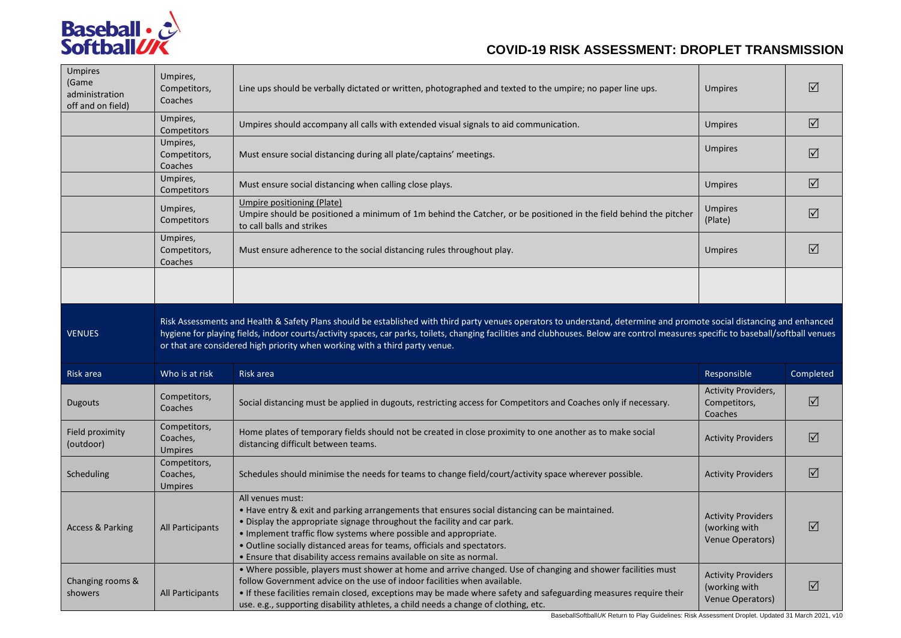| Umpires (Game administration off and on field) | Umpires, Competitors, Coaches | Line ups should be verbally dictated or written, photographed and texted to the umpire; no paper line ups. | Umpires | ☑ |
|---|---|---|---|---|
| | Umpires, Competitors | Umpires should accompany all calls with extended visual signals to aid communication. | Umpires | ☑ |
| | Umpires, Competitors, Coaches | Must ensure social distancing during all plate/captains' meetings. | Umpires | ☑ |
| | Umpires, Competitors | Must ensure social distancing when calling close plays. | Umpires | ☑ |
| | Umpires, Competitors | Umpire positioning (Plate)<br>Umpire should be positioned a minimum of 1m behind the Catcher, or be positioned in the field behind the pitcher to call balls and strikes | Umpires (Plate) | ☑ |
| | Umpires, Competitors, Coaches | Must ensure adherence to the social distancing rules throughout play. | Umpires | ☑ |
| | | | | |

**VENUES**

Risk Assessments and Health & Safety Plans should be established with third party venues operators to understand, determine and promote social distancing and enhanced hygiene for playing fields, indoor courts/activity spaces, car parks, toilets, changing facilities and clubhouses. Below are control measures specific to baseball/softball venues or that are considered high priority when working with a third party venue.

| Risk area | Who is at risk | Risk area | Responsible | Completed |
|---|---|---|---|---|
| Dugouts | Competitors, Coaches | Social distancing must be applied in dugouts, restricting access for Competitors and Coaches only if necessary. | Activity Providers, Competitors, Coaches | ☑ |
| Field proximity (outdoor) | Competitors, Coaches, Umpires | Home plates of temporary fields should not be created in close proximity to one another as to make social distancing difficult between teams. | Activity Providers | ☑ |
| Scheduling | Competitors, Coaches, Umpires | Schedules should minimise the needs for teams to change field/court/activity space wherever possible. | Activity Providers | ☑ |
| Access & Parking | All Participants | All venues must:<br>• Have entry & exit and parking arrangements that ensures social distancing can be maintained.<br>• Display the appropriate signage throughout the facility and car park.<br>• Implement traffic flow systems where possible and appropriate.<br>• Outline socially distanced areas for teams, officials and spectators.<br>• Ensure that disability access remains available on site as normal. | Activity Providers (working with Venue Operators) | ☑ |
| Changing rooms & showers | All Participants | • Where possible, players must shower at home and arrive changed. Use of changing and shower facilities must follow Government advice on the use of indoor facilities when available.<br>• If these facilities remain closed, exceptions may be made where safety and safeguarding measures require their use. e.g., supporting disability athletes, a child needs a change of clothing, etc. | Activity Providers (working with Venue Operators) | ☑ |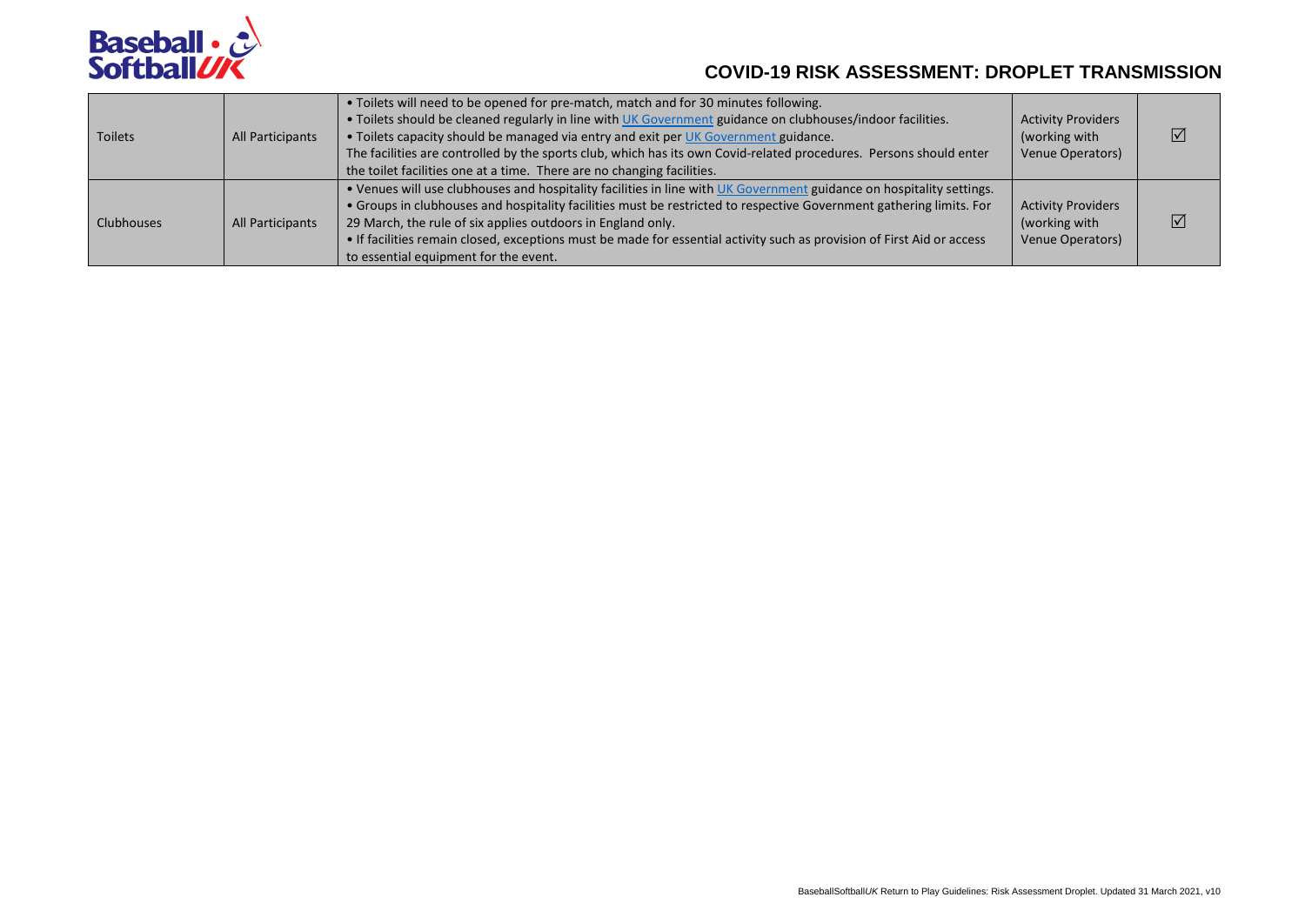# COVID-19 RISK ASSESSMENT: DROPLET TRANSMISSION

| | | | | |
|---|---|---|---|---|
| Toilets | All Participants | • Toilets will need to be opened for pre-match, match and for 30 minutes following.<br>• Toilets should be cleaned regularly in line with UK Government guidance on clubhouses/indoor facilities.<br>• Toilets capacity should be managed via entry and exit per UK Government guidance.<br>The facilities are controlled by the sports club, which has its own Covid-related procedures. Persons should enter the toilet facilities one at a time. There are no changing facilities. | Activity Providers (working with Venue Operators) | ☑ |
| Clubhouses | All Participants | • Venues will use clubhouses and hospitality facilities in line with UK Government guidance on hospitality settings.<br>• Groups in clubhouses and hospitality facilities must be restricted to respective Government gathering limits. For 29 March, the rule of six applies outdoors in England only.<br>• If facilities remain closed, exceptions must be made for essential activity such as provision of First Aid or access to essential equipment for the event. | Activity Providers (working with Venue Operators) | ☑ |